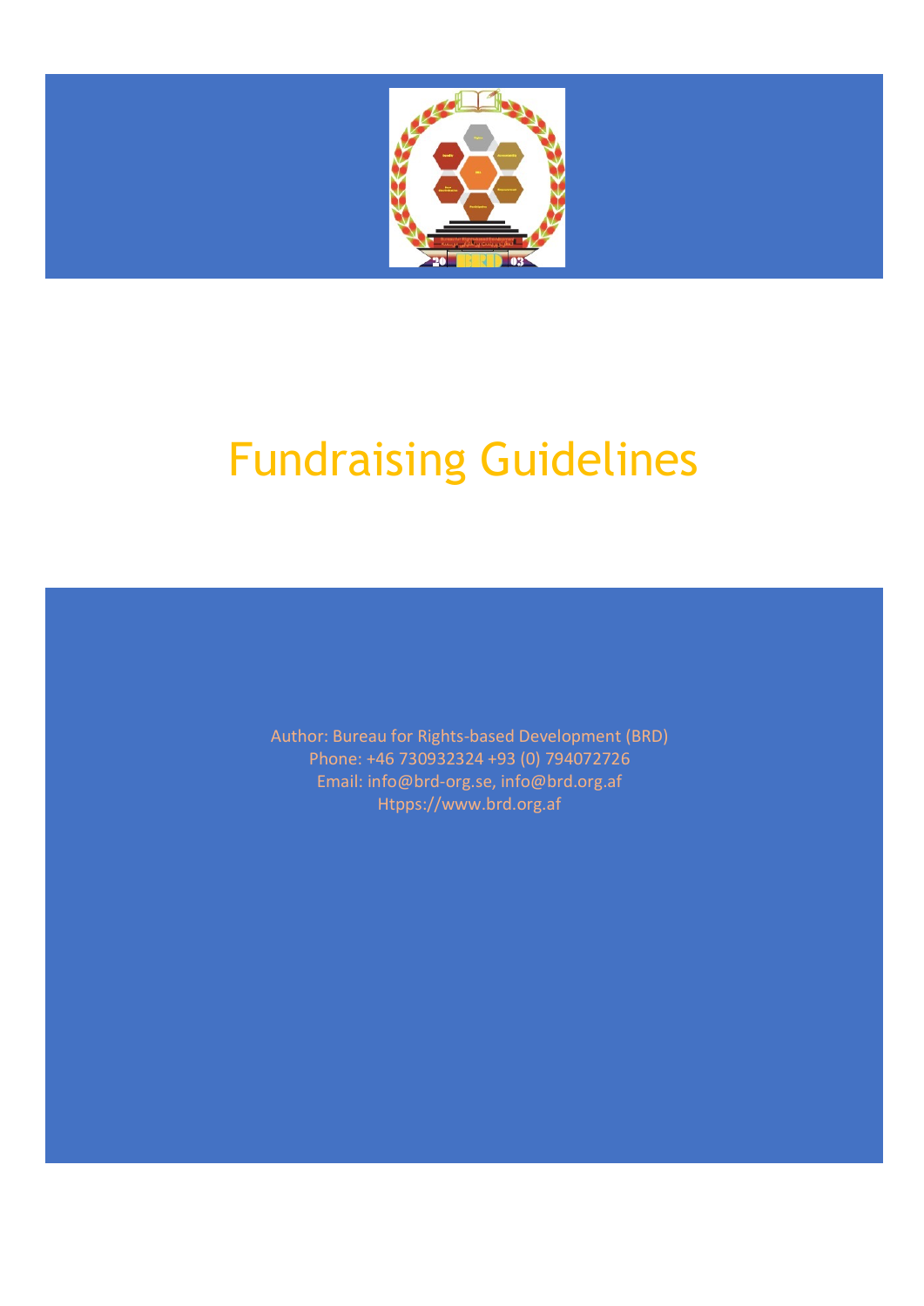# Fundraising Guidelines

Author: Bureau for Rights-based Development (BRD)
Phone: +46 730932324 +93 (0) 794072726
Email: info@brd-org.se, info@brd.org.af
Htpps://www.brd.org.af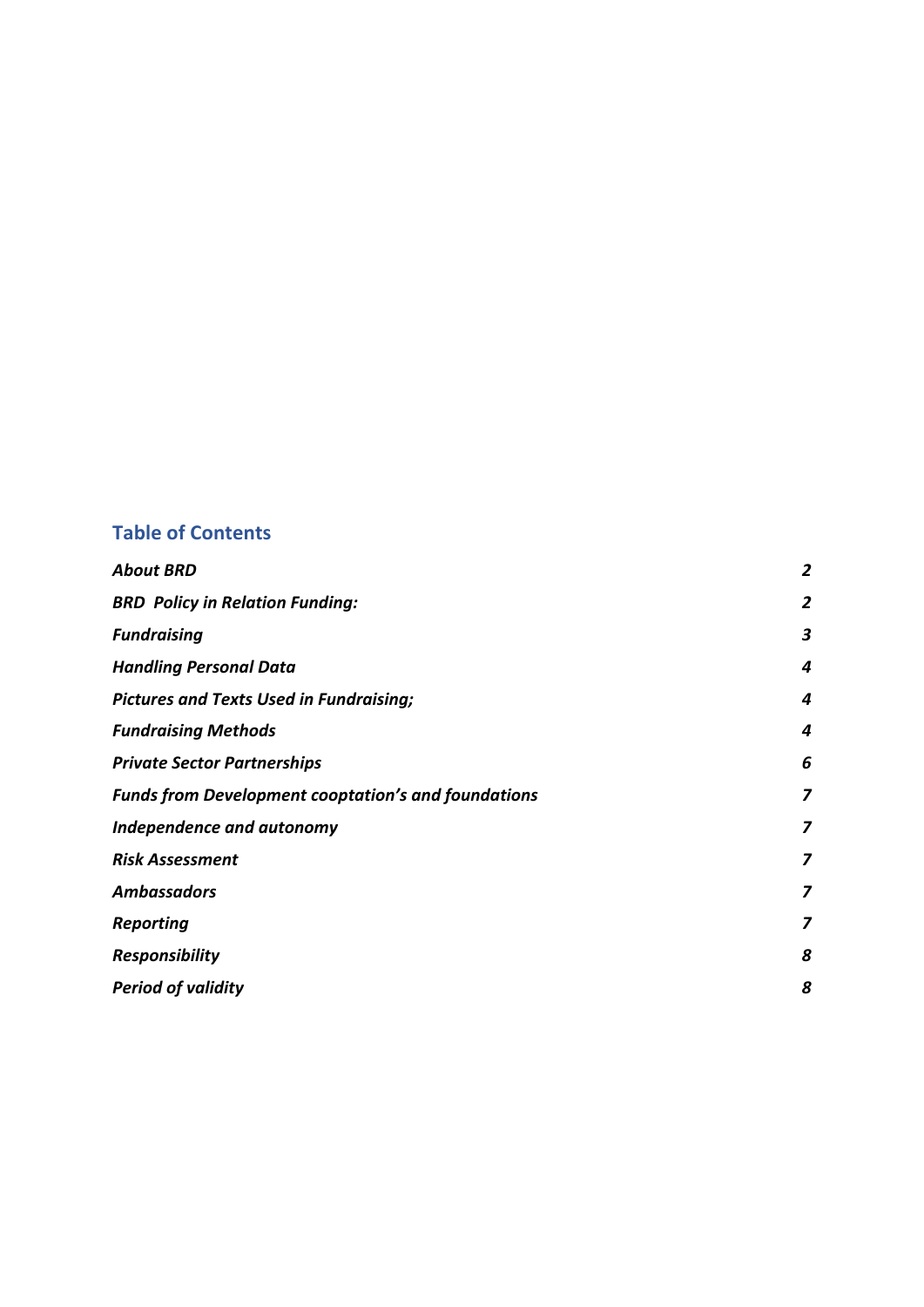## Table of Contents

| | |
|---|---|
| ***About BRD*** | ***2*** |
| ***BRD Policy in Relation Funding:*** | ***2*** |
| ***Fundraising*** | ***3*** |
| ***Handling Personal Data*** | ***4*** |
| ***Pictures and Texts Used in Fundraising;*** | ***4*** |
| ***Fundraising Methods*** | ***4*** |
| ***Private Sector Partnerships*** | ***6*** |
| ***Funds from Development cooptation's and foundations*** | ***7*** |
| ***Independence and autonomy*** | ***7*** |
| ***Risk Assessment*** | ***7*** |
| ***Ambassadors*** | ***7*** |
| ***Reporting*** | ***7*** |
| ***Responsibility*** | ***8*** |
| ***Period of validity*** | ***8*** |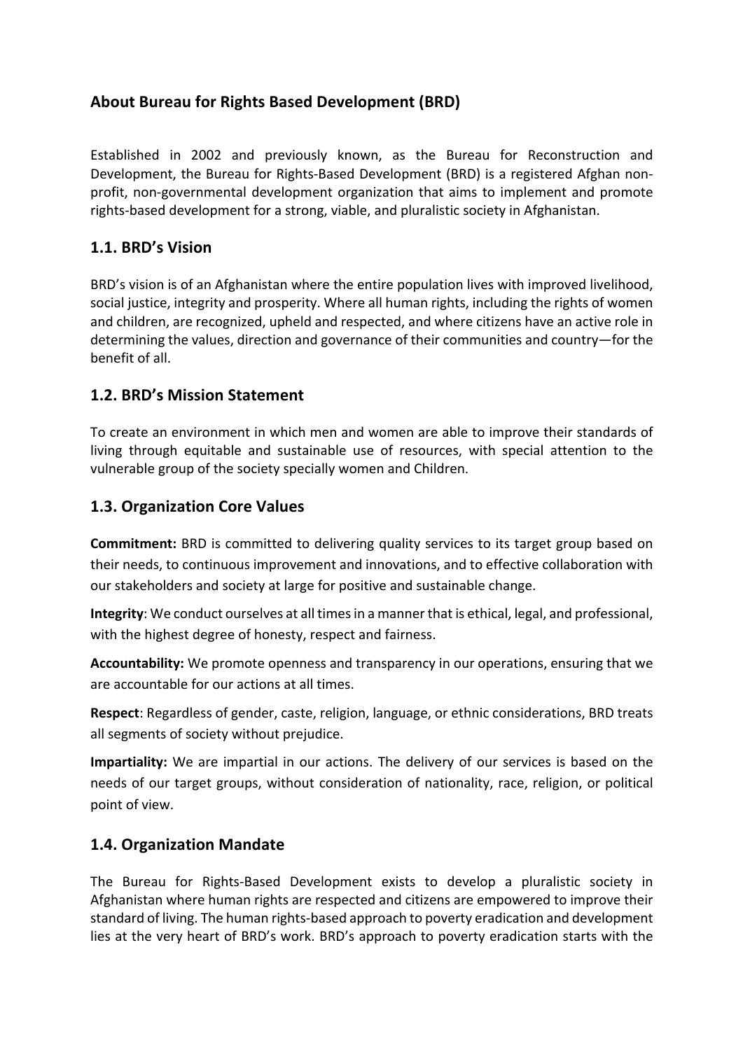## About Bureau for Rights Based Development (BRD)

Established in 2002 and previously known, as the Bureau for Reconstruction and Development, the Bureau for Rights-Based Development (BRD) is a registered Afghan non-profit, non-governmental development organization that aims to implement and promote rights-based development for a strong, viable, and pluralistic society in Afghanistan.

### 1.1. BRD's Vision

BRD's vision is of an Afghanistan where the entire population lives with improved livelihood, social justice, integrity and prosperity. Where all human rights, including the rights of women and children, are recognized, upheld and respected, and where citizens have an active role in determining the values, direction and governance of their communities and country—for the benefit of all.

### 1.2. BRD's Mission Statement

To create an environment in which men and women are able to improve their standards of living through equitable and sustainable use of resources, with special attention to the vulnerable group of the society specially women and Children.

### 1.3. Organization Core Values

**Commitment:** BRD is committed to delivering quality services to its target group based on their needs, to continuous improvement and innovations, and to effective collaboration with our stakeholders and society at large for positive and sustainable change.

**Integrity**: We conduct ourselves at all times in a manner that is ethical, legal, and professional, with the highest degree of honesty, respect and fairness.

**Accountability:** We promote openness and transparency in our operations, ensuring that we are accountable for our actions at all times.

**Respect**: Regardless of gender, caste, religion, language, or ethnic considerations, BRD treats all segments of society without prejudice.

**Impartiality:** We are impartial in our actions. The delivery of our services is based on the needs of our target groups, without consideration of nationality, race, religion, or political point of view.

### 1.4. Organization Mandate

The Bureau for Rights-Based Development exists to develop a pluralistic society in Afghanistan where human rights are respected and citizens are empowered to improve their standard of living. The human rights-based approach to poverty eradication and development lies at the very heart of BRD's work. BRD's approach to poverty eradication starts with the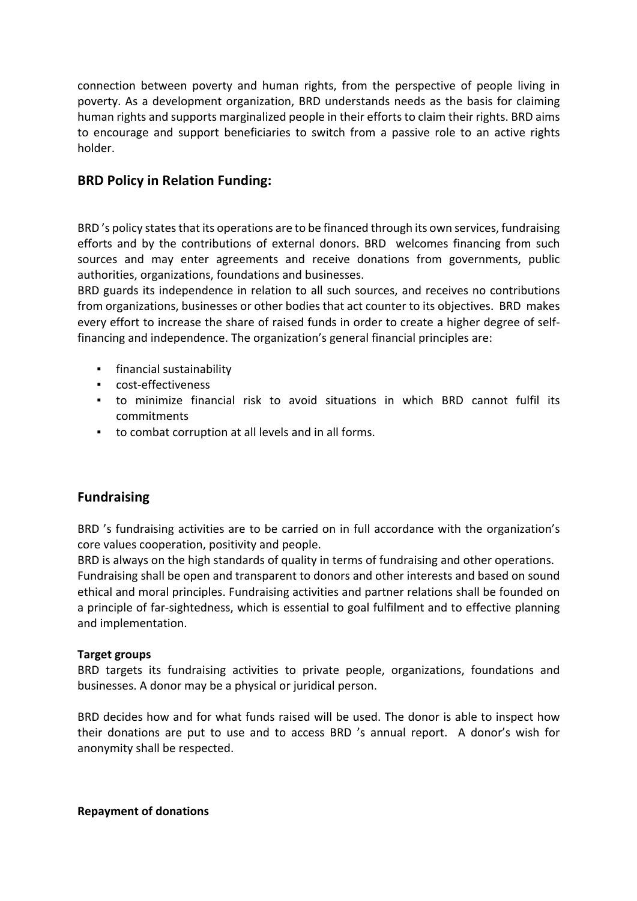connection between poverty and human rights, from the perspective of people living in poverty. As a development organization, BRD understands needs as the basis for claiming human rights and supports marginalized people in their efforts to claim their rights. BRD aims to encourage and support beneficiaries to switch from a passive role to an active rights holder.

## BRD Policy in Relation Funding:

BRD 's policy states that its operations are to be financed through its own services, fundraising efforts and by the contributions of external donors. BRD welcomes financing from such sources and may enter agreements and receive donations from governments, public authorities, organizations, foundations and businesses.
BRD guards its independence in relation to all such sources, and receives no contributions from organizations, businesses or other bodies that act counter to its objectives. BRD makes every effort to increase the share of raised funds in order to create a higher degree of self-financing and independence. The organization's general financial principles are:

- financial sustainability
- cost-effectiveness
- to minimize financial risk to avoid situations in which BRD cannot fulfil its commitments
- to combat corruption at all levels and in all forms.

## Fundraising

BRD 's fundraising activities are to be carried on in full accordance with the organization's core values cooperation, positivity and people.
BRD is always on the high standards of quality in terms of fundraising and other operations.
Fundraising shall be open and transparent to donors and other interests and based on sound ethical and moral principles. Fundraising activities and partner relations shall be founded on a principle of far-sightedness, which is essential to goal fulfilment and to effective planning and implementation.

**Target groups**
BRD targets its fundraising activities to private people, organizations, foundations and businesses. A donor may be a physical or juridical person.

BRD decides how and for what funds raised will be used. The donor is able to inspect how their donations are put to use and to access BRD 's annual report. A donor's wish for anonymity shall be respected.

**Repayment of donations**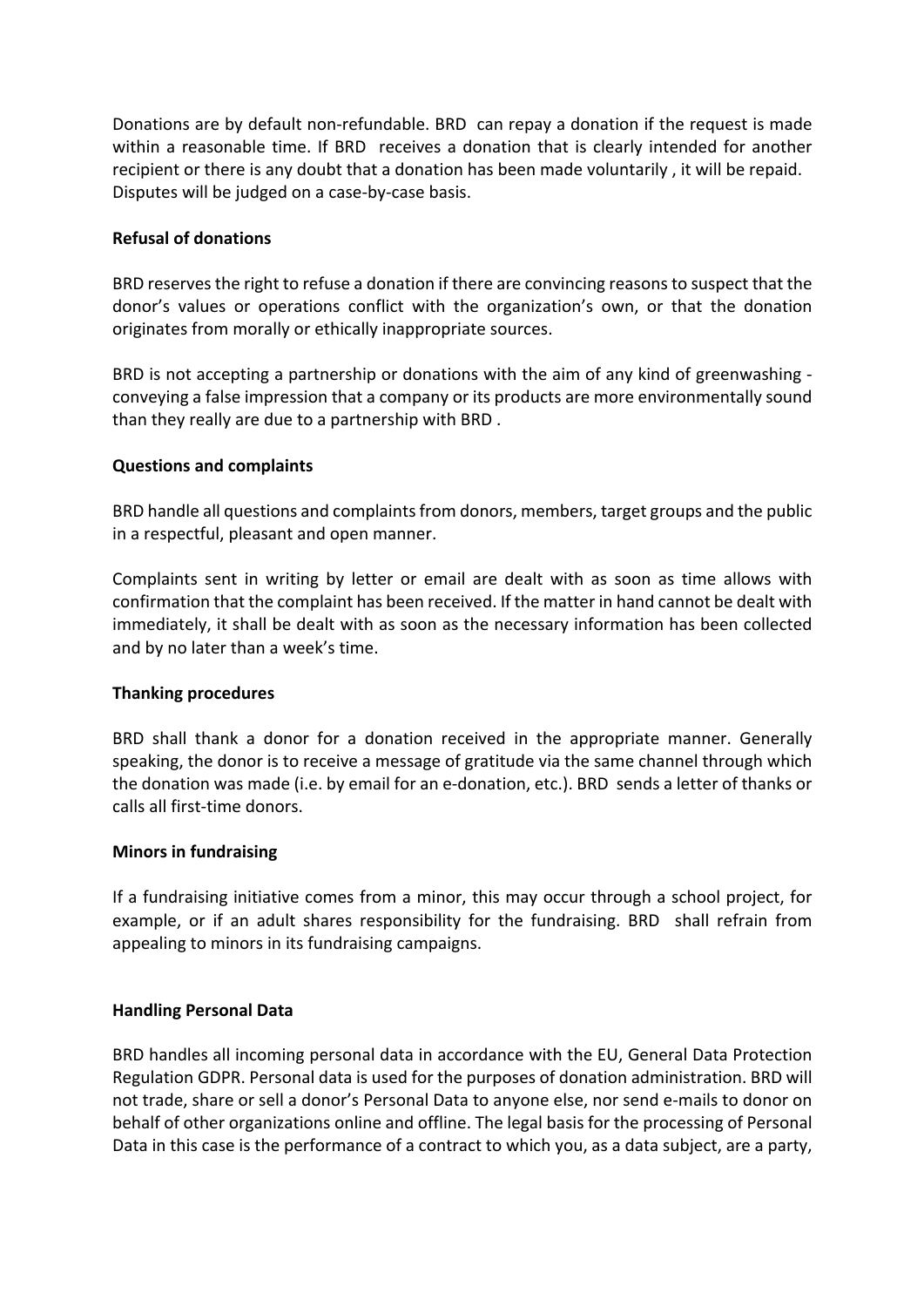Donations are by default non-refundable. BRD can repay a donation if the request is made within a reasonable time. If BRD receives a donation that is clearly intended for another recipient or there is any doubt that a donation has been made voluntarily , it will be repaid. Disputes will be judged on a case-by-case basis.

**Refusal of donations**

BRD reserves the right to refuse a donation if there are convincing reasons to suspect that the donor's values or operations conflict with the organization's own, or that the donation originates from morally or ethically inappropriate sources.

BRD is not accepting a partnership or donations with the aim of any kind of greenwashing - conveying a false impression that a company or its products are more environmentally sound than they really are due to a partnership with BRD .

**Questions and complaints**

BRD handle all questions and complaints from donors, members, target groups and the public in a respectful, pleasant and open manner.

Complaints sent in writing by letter or email are dealt with as soon as time allows with confirmation that the complaint has been received. If the matter in hand cannot be dealt with immediately, it shall be dealt with as soon as the necessary information has been collected and by no later than a week's time.

**Thanking procedures**

BRD shall thank a donor for a donation received in the appropriate manner. Generally speaking, the donor is to receive a message of gratitude via the same channel through which the donation was made (i.e. by email for an e-donation, etc.). BRD sends a letter of thanks or calls all first-time donors.

**Minors in fundraising**

If a fundraising initiative comes from a minor, this may occur through a school project, for example, or if an adult shares responsibility for the fundraising. BRD shall refrain from appealing to minors in its fundraising campaigns.

**Handling Personal Data**

BRD handles all incoming personal data in accordance with the EU, General Data Protection Regulation GDPR. Personal data is used for the purposes of donation administration. BRD will not trade, share or sell a donor's Personal Data to anyone else, nor send e-mails to donor on behalf of other organizations online and offline. The legal basis for the processing of Personal Data in this case is the performance of a contract to which you, as a data subject, are a party,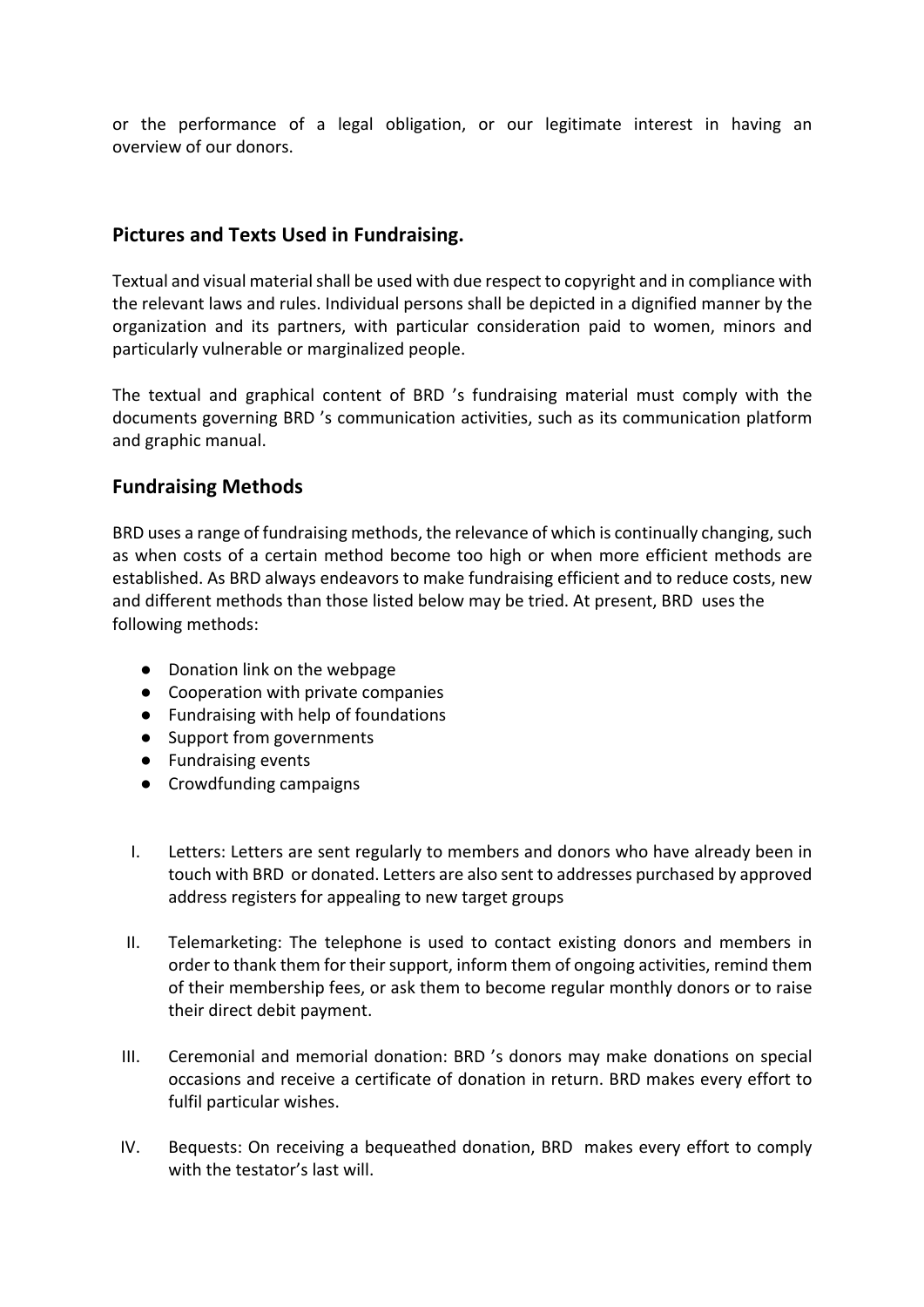or the performance of a legal obligation, or our legitimate interest in having an overview of our donors.

## Pictures and Texts Used in Fundraising.

Textual and visual material shall be used with due respect to copyright and in compliance with the relevant laws and rules. Individual persons shall be depicted in a dignified manner by the organization and its partners, with particular consideration paid to women, minors and particularly vulnerable or marginalized people.

The textual and graphical content of BRD 's fundraising material must comply with the documents governing BRD 's communication activities, such as its communication platform and graphic manual.

## Fundraising Methods

BRD uses a range of fundraising methods, the relevance of which is continually changing, such as when costs of a certain method become too high or when more efficient methods are established. As BRD always endeavors to make fundraising efficient and to reduce costs, new and different methods than those listed below may be tried. At present, BRD uses the following methods:

- Donation link on the webpage
- Cooperation with private companies
- Fundraising with help of foundations
- Support from governments
- Fundraising events
- Crowdfunding campaigns

I. Letters: Letters are sent regularly to members and donors who have already been in touch with BRD or donated. Letters are also sent to addresses purchased by approved address registers for appealing to new target groups

II. Telemarketing: The telephone is used to contact existing donors and members in order to thank them for their support, inform them of ongoing activities, remind them of their membership fees, or ask them to become regular monthly donors or to raise their direct debit payment.

III. Ceremonial and memorial donation: BRD 's donors may make donations on special occasions and receive a certificate of donation in return. BRD makes every effort to fulfil particular wishes.

IV. Bequests: On receiving a bequeathed donation, BRD makes every effort to comply with the testator's last will.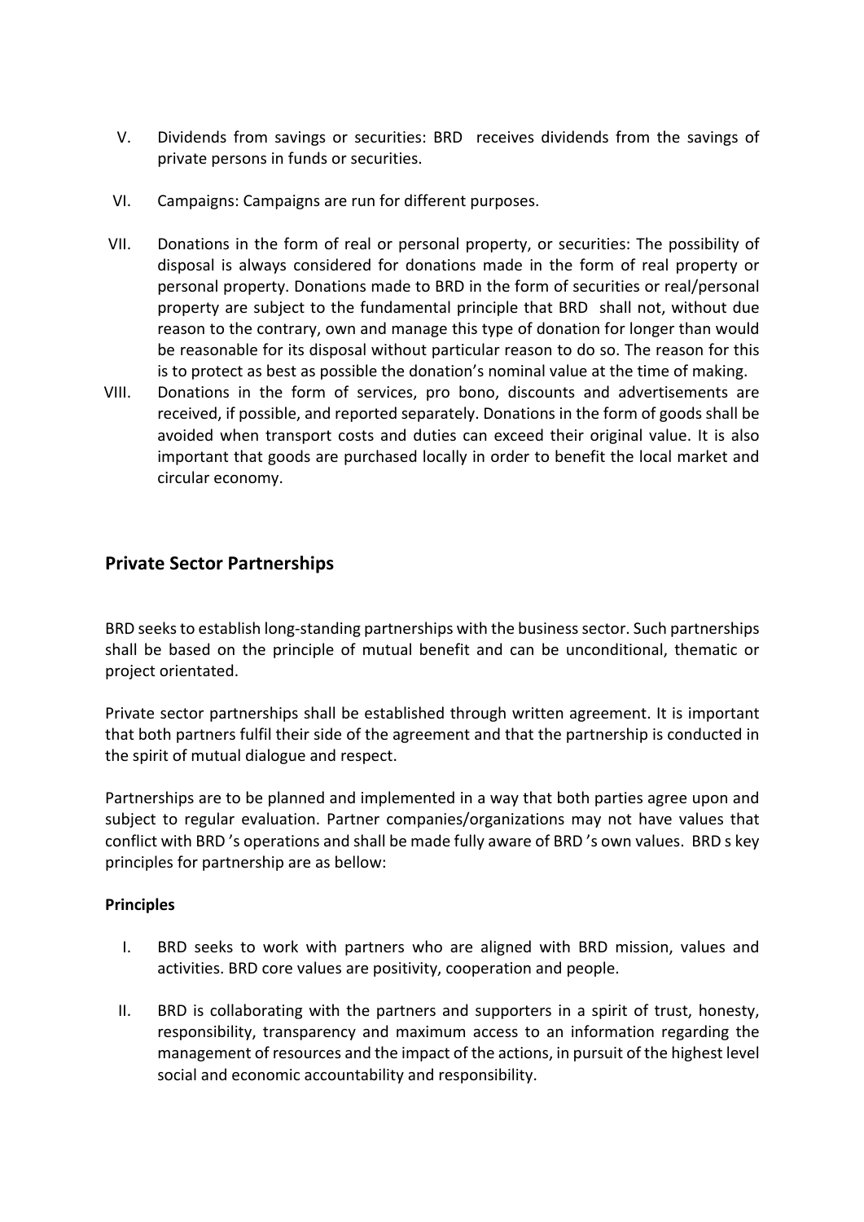V. Dividends from savings or securities: BRD receives dividends from the savings of private persons in funds or securities.

VI. Campaigns: Campaigns are run for different purposes.

VII. Donations in the form of real or personal property, or securities: The possibility of disposal is always considered for donations made in the form of real property or personal property. Donations made to BRD in the form of securities or real/personal property are subject to the fundamental principle that BRD shall not, without due reason to the contrary, own and manage this type of donation for longer than would be reasonable for its disposal without particular reason to do so. The reason for this is to protect as best as possible the donation's nominal value at the time of making.

VIII. Donations in the form of services, pro bono, discounts and advertisements are received, if possible, and reported separately. Donations in the form of goods shall be avoided when transport costs and duties can exceed their original value. It is also important that goods are purchased locally in order to benefit the local market and circular economy.

## Private Sector Partnerships

BRD seeks to establish long-standing partnerships with the business sector. Such partnerships shall be based on the principle of mutual benefit and can be unconditional, thematic or project orientated.

Private sector partnerships shall be established through written agreement. It is important that both partners fulfil their side of the agreement and that the partnership is conducted in the spirit of mutual dialogue and respect.

Partnerships are to be planned and implemented in a way that both parties agree upon and subject to regular evaluation. Partner companies/organizations may not have values that conflict with BRD 's operations and shall be made fully aware of BRD 's own values. BRD s key principles for partnership are as bellow:

**Principles**

I. BRD seeks to work with partners who are aligned with BRD mission, values and activities. BRD core values are positivity, cooperation and people.

II. BRD is collaborating with the partners and supporters in a spirit of trust, honesty, responsibility, transparency and maximum access to an information regarding the management of resources and the impact of the actions, in pursuit of the highest level social and economic accountability and responsibility.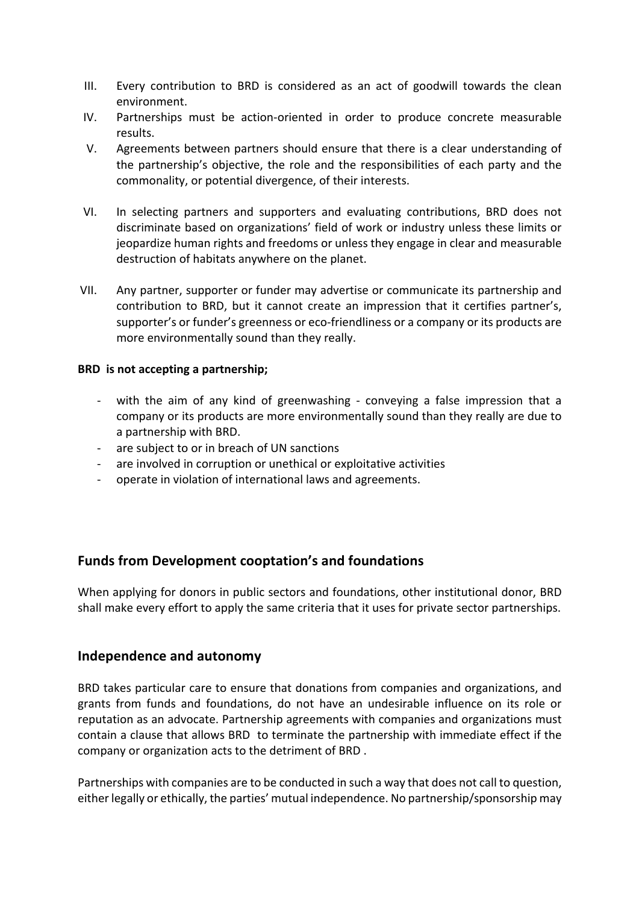III. Every contribution to BRD is considered as an act of goodwill towards the clean environment.

IV. Partnerships must be action-oriented in order to produce concrete measurable results.

V. Agreements between partners should ensure that there is a clear understanding of the partnership's objective, the role and the responsibilities of each party and the commonality, or potential divergence, of their interests.

VI. In selecting partners and supporters and evaluating contributions, BRD does not discriminate based on organizations' field of work or industry unless these limits or jeopardize human rights and freedoms or unless they engage in clear and measurable destruction of habitats anywhere on the planet.

VII. Any partner, supporter or funder may advertise or communicate its partnership and contribution to BRD, but it cannot create an impression that it certifies partner's, supporter's or funder's greenness or eco-friendliness or a company or its products are more environmentally sound than they really.

**BRD is not accepting a partnership;**

- with the aim of any kind of greenwashing - conveying a false impression that a company or its products are more environmentally sound than they really are due to a partnership with BRD.
- are subject to or in breach of UN sanctions
- are involved in corruption or unethical or exploitative activities
- operate in violation of international laws and agreements.

## Funds from Development cooptation's and foundations

When applying for donors in public sectors and foundations, other institutional donor, BRD shall make every effort to apply the same criteria that it uses for private sector partnerships.

## Independence and autonomy

BRD takes particular care to ensure that donations from companies and organizations, and grants from funds and foundations, do not have an undesirable influence on its role or reputation as an advocate. Partnership agreements with companies and organizations must contain a clause that allows BRD to terminate the partnership with immediate effect if the company or organization acts to the detriment of BRD .

Partnerships with companies are to be conducted in such a way that does not call to question, either legally or ethically, the parties' mutual independence. No partnership/sponsorship may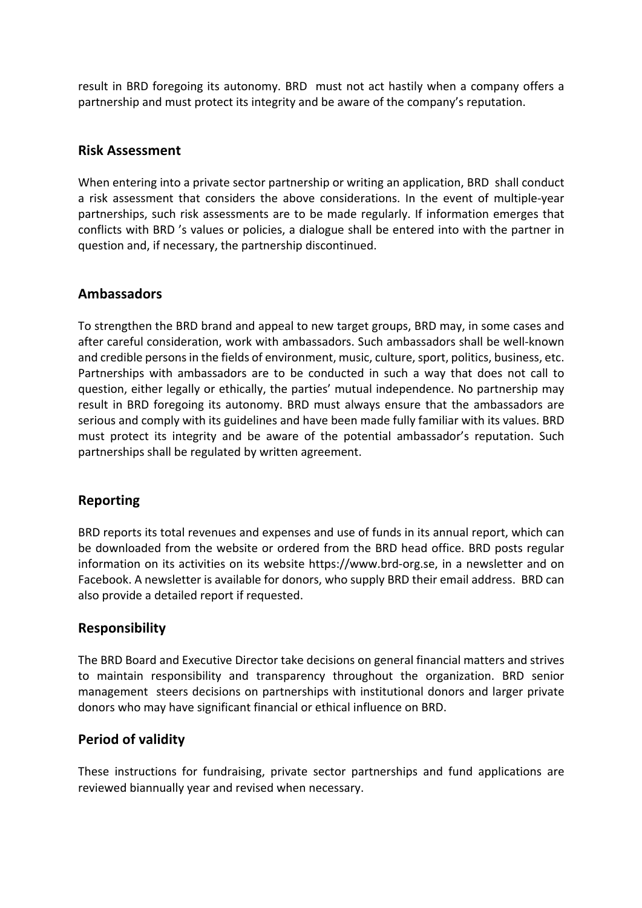result in BRD foregoing its autonomy. BRD must not act hastily when a company offers a partnership and must protect its integrity and be aware of the company's reputation.

## Risk Assessment

When entering into a private sector partnership or writing an application, BRD shall conduct a risk assessment that considers the above considerations. In the event of multiple-year partnerships, such risk assessments are to be made regularly. If information emerges that conflicts with BRD 's values or policies, a dialogue shall be entered into with the partner in question and, if necessary, the partnership discontinued.

## Ambassadors

To strengthen the BRD brand and appeal to new target groups, BRD may, in some cases and after careful consideration, work with ambassadors. Such ambassadors shall be well-known and credible persons in the fields of environment, music, culture, sport, politics, business, etc. Partnerships with ambassadors are to be conducted in such a way that does not call to question, either legally or ethically, the parties' mutual independence. No partnership may result in BRD foregoing its autonomy. BRD must always ensure that the ambassadors are serious and comply with its guidelines and have been made fully familiar with its values. BRD must protect its integrity and be aware of the potential ambassador's reputation. Such partnerships shall be regulated by written agreement.

## Reporting

BRD reports its total revenues and expenses and use of funds in its annual report, which can be downloaded from the website or ordered from the BRD head office. BRD posts regular information on its activities on its website https://www.brd-org.se, in a newsletter and on Facebook. A newsletter is available for donors, who supply BRD their email address. BRD can also provide a detailed report if requested.

## Responsibility

The BRD Board and Executive Director take decisions on general financial matters and strives to maintain responsibility and transparency throughout the organization. BRD senior management steers decisions on partnerships with institutional donors and larger private donors who may have significant financial or ethical influence on BRD.

## Period of validity

These instructions for fundraising, private sector partnerships and fund applications are reviewed biannually year and revised when necessary.